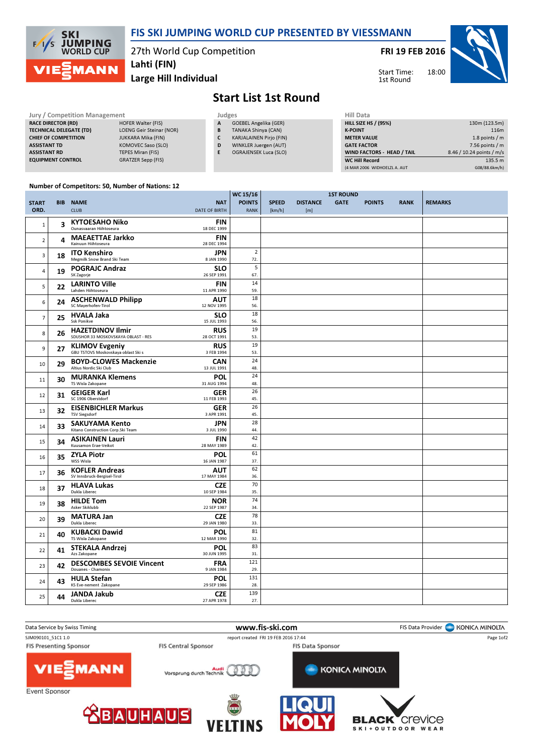# FIS SKI JUMPING WORLD CUP PRESENTED BY VIESSMANN

27th World Cup Competition
**Lahti (FIN)**
**Large Hill Individual**

**FRI 19 FEB 2016**
Start Time: 18:00
1st Round

## Start List 1st Round

**Jury / Competition Management**

| | |
|---|---|
| RACE DIRECTOR (RD) | HOFER Walter (FIS) |
| TECHNICAL DELEGATE (TD) | LOENG Geir Steinar (NOR) |
| CHIEF OF COMPETITION | JUKKARA Mika (FIN) |
| ASSISTANT TD | KOMOVEC Saso (SLO) |
| ASSISTANT RD | TEPES Miran (FIS) |
| EQUIPMENT CONTROL | GRATZER Sepp (FIS) |

**Judges**

| | |
|---|---|
| A | GOEBEL Angelika (GER) |
| B | TANAKA Shinya (CAN) |
| C | KARJALAINEN Pirjo (FIN) |
| D | WINKLER Juergen (AUT) |
| E | OGRAJENSEK Luca (SLO) |

**Hill Data**

| | |
|---|---|
| HILL SIZE HS / (95%) | 130m (123.5m) |
| K-POINT | 116m |
| METER VALUE | 1.8 points / m |
| GATE FACTOR | 7.56 points / m |
| WIND FACTORS - HEAD / TAIL | 8.46 / 10.24 points / m/s |
| WC Hill Record | 135.5 m |
| (4 MAR 2006 WIDHOELZL A. AUT | G08/88.6km/h) |

Number of Competitors: 50, Number of Nations: 12

| START ORD. | BIB | NAME / CLUB | NAT / DATE OF BIRTH | WC 15/16 POINTS | WC 15/16 RANK | SPEED [km/h] | DISTANCE [m] | GATE | POINTS | RANK | REMARKS |
|---|---|---|---|---|---|---|---|---|---|---|---|
| 1 | 3 | **KYTOESAHO Niko** Ounasvaaran Hiihtoseura | FIN 18 DEC 1999 | | | | | | | | |
| 2 | 4 | **MAEAETTAE Jarkko** Kainuun Hiihtoseura | FIN 28 DEC 1994 | | | | | | | | |
| 3 | 18 | **ITO Kenshiro** Megmilk Snow Brand Ski Team | JPN 8 JAN 1990 | 2 | 72. | | | | | | |
| 4 | 19 | **POGRAJC Andraz** SK Zagorje | SLO 26 SEP 1991 | 5 | 67. | | | | | | |
| 5 | 22 | **LARINTO Ville** Lahden Hiihtoseura | FIN 11 APR 1990 | 14 | 59. | | | | | | |
| 6 | 24 | **ASCHENWALD Philipp** SC Mayerhofen-Tirol | AUT 12 NOV 1995 | 18 | 56. | | | | | | |
| 7 | 25 | **HVALA Jaka** Ssk Ponikve | SLO 15 JUL 1993 | 18 | 56. | | | | | | |
| 8 | 26 | **HAZETDINOV Ilmir** SDUSHOR 33 MOSKOVSKAYA OBLAST - RES | RUS 28 OCT 1991 | 19 | 53. | | | | | | |
| 9 | 27 | **KLIMOV Evgeniy** GBU TSTOVS Moskovskaya oblast Ski s | RUS 3 FEB 1994 | 19 | 53. | | | | | | |
| 10 | 29 | **BOYD-CLOWES Mackenzie** Altius Nordic Ski Club | CAN 13 JUL 1991 | 24 | 48. | | | | | | |
| 11 | 30 | **MURANKA Klemens** TS Wisla Zakopane | POL 31 AUG 1994 | 24 | 48. | | | | | | |
| 12 | 31 | **GEIGER Karl** SC 1906 Oberstdorf | GER 11 FEB 1993 | 26 | 45. | | | | | | |
| 13 | 32 | **EISENBICHLER Markus** TSV Siegsdorf | GER 3 APR 1991 | 26 | 45. | | | | | | |
| 14 | 33 | **SAKUYAMA Kento** Kitano Construction Corp.Ski Team | JPN 3 JUL 1990 | 28 | 44. | | | | | | |
| 15 | 34 | **ASIKAINEN Lauri** Kuusamon Erae-Veikot | FIN 28 MAY 1989 | 42 | 42. | | | | | | |
| 16 | 35 | **ZYLA Piotr** WSS Wisla | POL 16 JAN 1987 | 61 | 37. | | | | | | |
| 17 | 36 | **KOFLER Andreas** SV Innsbruck-Bergisel-Tirol | AUT 17 MAY 1984 | 62 | 36. | | | | | | |
| 18 | 37 | **HLAVA Lukas** Dukla Liberec | CZE 10 SEP 1984 | 70 | 35. | | | | | | |
| 19 | 38 | **HILDE Tom** Asker Skiklubb | NOR 22 SEP 1987 | 74 | 34. | | | | | | |
| 20 | 39 | **MATURA Jan** Dukla Liberec | CZE 29 JAN 1980 | 78 | 33. | | | | | | |
| 21 | 40 | **KUBACKI Dawid** TS Wisla Zakopane | POL 12 MAR 1990 | 81 | 32. | | | | | | |
| 22 | 41 | **STEKALA Andrzej** Azs Zakopane | POL 30 JUN 1995 | 83 | 31. | | | | | | |
| 23 | 42 | **DESCOMBES SEVOIE Vincent** Douanes - Chamonix | FRA 9 JAN 1984 | 121 | 29. | | | | | | |
| 24 | 43 | **HULA Stefan** KS Eve-nement Zakopane | POL 29 SEP 1986 | 131 | 28. | | | | | | |
| 25 | 44 | **JANDA Jakub** Dukla Liberec | CZE 27 APR 1978 | 139 | 27. | | | | | | |

Data Service by Swiss Timing — www.fis-ski.com — FIS Data Provider KONICA MINOLTA

SJM090101_51C1 1.0 — report created FRI 19 FEB 2016 17:44

FIS Presenting Sponsor: VIESSMANN — FIS Central Sponsor: Audi Vorsprung durch Technik — FIS Data Sponsor: KONICA MINOLTA

Event Sponsor: BAUHAUS, VELTINS, LIQUI MOLY, BLACK crevice SKI + OUTDOOR WEAR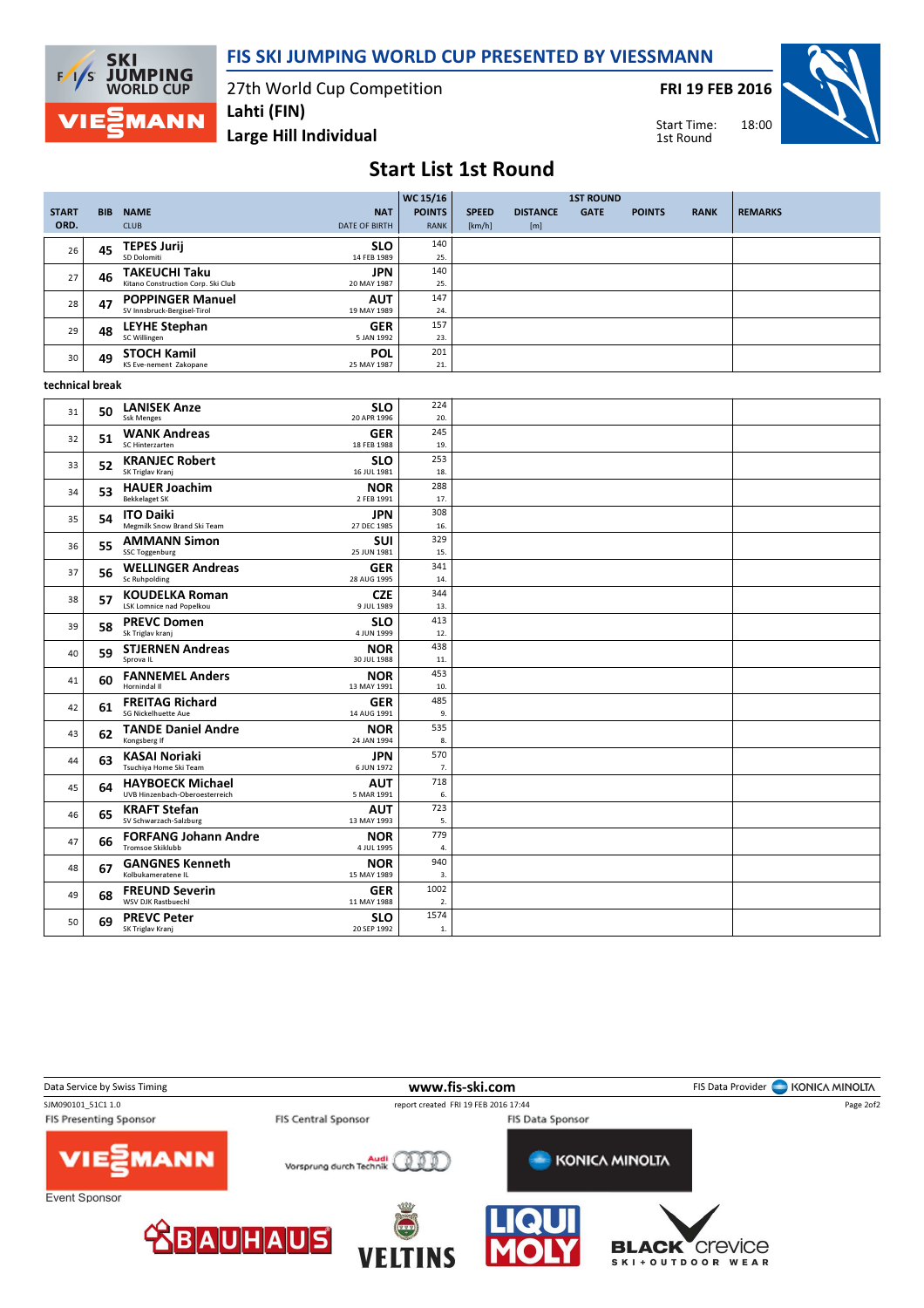# FIS SKI JUMPING WORLD CUP PRESENTED BY VIESSMANN

27th World Cup Competition

**Lahti (FIN)**

**Large Hill Individual**

**FRI 19 FEB 2016**

Start Time: 18:00

1st Round

## Start List 1st Round

| START ORD. | BIB | NAME / CLUB | NAT / DATE OF BIRTH | WC 15/16 POINTS / RANK | SPEED [km/h] | DISTANCE [m] | GATE | POINTS | RANK | REMARKS |
|---|---|---|---|---|---|---|---|---|---|---|
| 26 | 45 | **TEPES Jurij** SD Dolomiti | SLO 14 FEB 1989 | 140 25. | | | | | | |
| 27 | 46 | **TAKEUCHI Taku** Kitano Construction Corp. Ski Club | JPN 20 MAY 1987 | 140 25. | | | | | | |
| 28 | 47 | **POPPINGER Manuel** SV Innsbruck-Bergisel-Tirol | AUT 19 MAY 1989 | 147 24. | | | | | | |
| 29 | 48 | **LEYHE Stephan** SC Willingen | GER 5 JAN 1992 | 157 23. | | | | | | |
| 30 | 49 | **STOCH Kamil** KS Eve-nement Zakopane | POL 25 MAY 1987 | 201 21. | | | | | | |
| **technical break** | | | | | | | | | | |
| 31 | 50 | **LANISEK Anze** Ssk Menges | SLO 20 APR 1996 | 224 20. | | | | | | |
| 32 | 51 | **WANK Andreas** SC Hinterzarten | GER 18 FEB 1988 | 245 19. | | | | | | |
| 33 | 52 | **KRANJEC Robert** SK Triglav Kranj | SLO 16 JUL 1981 | 253 18. | | | | | | |
| 34 | 53 | **HAUER Joachim** Bekkelaget SK | NOR 2 FEB 1991 | 288 17. | | | | | | |
| 35 | 54 | **ITO Daiki** Megmilk Snow Brand Ski Team | JPN 27 DEC 1985 | 308 16. | | | | | | |
| 36 | 55 | **AMMANN Simon** SSC Toggenburg | SUI 25 JUN 1981 | 329 15. | | | | | | |
| 37 | 56 | **WELLINGER Andreas** Sc Ruhpolding | GER 28 AUG 1995 | 341 14. | | | | | | |
| 38 | 57 | **KOUDELKA Roman** LSK Lomnice nad Popelkou | CZE 9 JUL 1989 | 344 13. | | | | | | |
| 39 | 58 | **PREVC Domen** Sk Triglav kranj | SLO 4 JUN 1999 | 413 12. | | | | | | |
| 40 | 59 | **STJERNEN Andreas** Sprova IL | NOR 30 JUL 1988 | 438 11. | | | | | | |
| 41 | 60 | **FANNEMEL Anders** Hornindal Il | NOR 13 MAY 1991 | 453 10. | | | | | | |
| 42 | 61 | **FREITAG Richard** SG Nickelhuette Aue | GER 14 AUG 1991 | 485 9. | | | | | | |
| 43 | 62 | **TANDE Daniel Andre** Kongsberg If | NOR 24 JAN 1994 | 535 8. | | | | | | |
| 44 | 63 | **KASAI Noriaki** Tsuchiya Home Ski Team | JPN 6 JUN 1972 | 570 7. | | | | | | |
| 45 | 64 | **HAYBOECK Michael** UVB Hinzenbach-Oberoesterreich | AUT 5 MAR 1991 | 718 6. | | | | | | |
| 46 | 65 | **KRAFT Stefan** SV Schwarzach-Salzburg | AUT 13 MAY 1993 | 723 5. | | | | | | |
| 47 | 66 | **FORFANG Johann Andre** Tromsoe Skiklubb | NOR 4 JUL 1995 | 779 4. | | | | | | |
| 48 | 67 | **GANGNES Kenneth** Kolbukameratene IL | NOR 15 MAY 1989 | 940 3. | | | | | | |
| 49 | 68 | **FREUND Severin** WSV DJK Rastbuechl | GER 11 MAY 1988 | 1002 2. | | | | | | |
| 50 | 69 | **PREVC Peter** SK Triglav Kranj | SLO 20 SEP 1992 | 1574 1. | | | | | | |

Data Service by Swiss Timing — www.fis-ski.com — FIS Data Provider KONICA MINOLTA

SJM090101_51C1 1.0 — report created FRI 19 FEB 2016 17:44

FIS Presenting Sponsor: VIESSMANN — FIS Central Sponsor: Audi Vorsprung durch Technik — FIS Data Sponsor: KONICA MINOLTA

Event Sponsor: BAUHAUS, VELTINS, LIQUI MOLY, BLACK crevice SKI + OUTDOOR WEAR